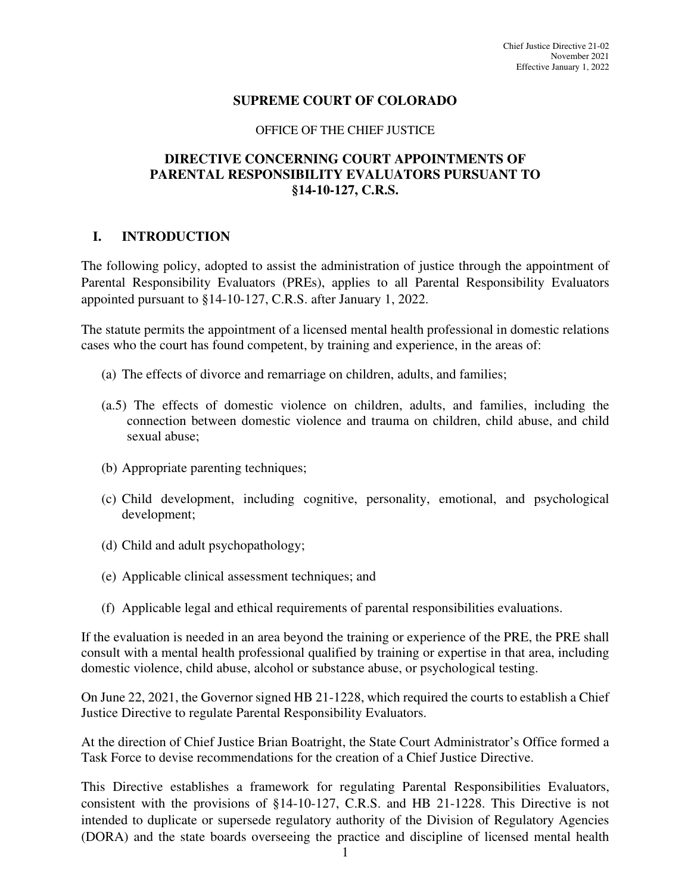Chief Justice Directive 21-02
November 2021
Effective January 1, 2022

# SUPREME COURT OF COLORADO

OFFICE OF THE CHIEF JUSTICE

## DIRECTIVE CONCERNING COURT APPOINTMENTS OF PARENTAL RESPONSIBILITY EVALUATORS PURSUANT TO §14-10-127, C.R.S.

## I. INTRODUCTION

The following policy, adopted to assist the administration of justice through the appointment of Parental Responsibility Evaluators (PREs), applies to all Parental Responsibility Evaluators appointed pursuant to §14-10-127, C.R.S. after January 1, 2022.

The statute permits the appointment of a licensed mental health professional in domestic relations cases who the court has found competent, by training and experience, in the areas of:

(a) The effects of divorce and remarriage on children, adults, and families;

(a.5) The effects of domestic violence on children, adults, and families, including the connection between domestic violence and trauma on children, child abuse, and child sexual abuse;

(b) Appropriate parenting techniques;

(c) Child development, including cognitive, personality, emotional, and psychological development;

(d) Child and adult psychopathology;

(e) Applicable clinical assessment techniques; and

(f) Applicable legal and ethical requirements of parental responsibilities evaluations.

If the evaluation is needed in an area beyond the training or experience of the PRE, the PRE shall consult with a mental health professional qualified by training or expertise in that area, including domestic violence, child abuse, alcohol or substance abuse, or psychological testing.

On June 22, 2021, the Governor signed HB 21-1228, which required the courts to establish a Chief Justice Directive to regulate Parental Responsibility Evaluators.

At the direction of Chief Justice Brian Boatright, the State Court Administrator's Office formed a Task Force to devise recommendations for the creation of a Chief Justice Directive.

This Directive establishes a framework for regulating Parental Responsibilities Evaluators, consistent with the provisions of §14-10-127, C.R.S. and HB 21-1228. This Directive is not intended to duplicate or supersede regulatory authority of the Division of Regulatory Agencies (DORA) and the state boards overseeing the practice and discipline of licensed mental health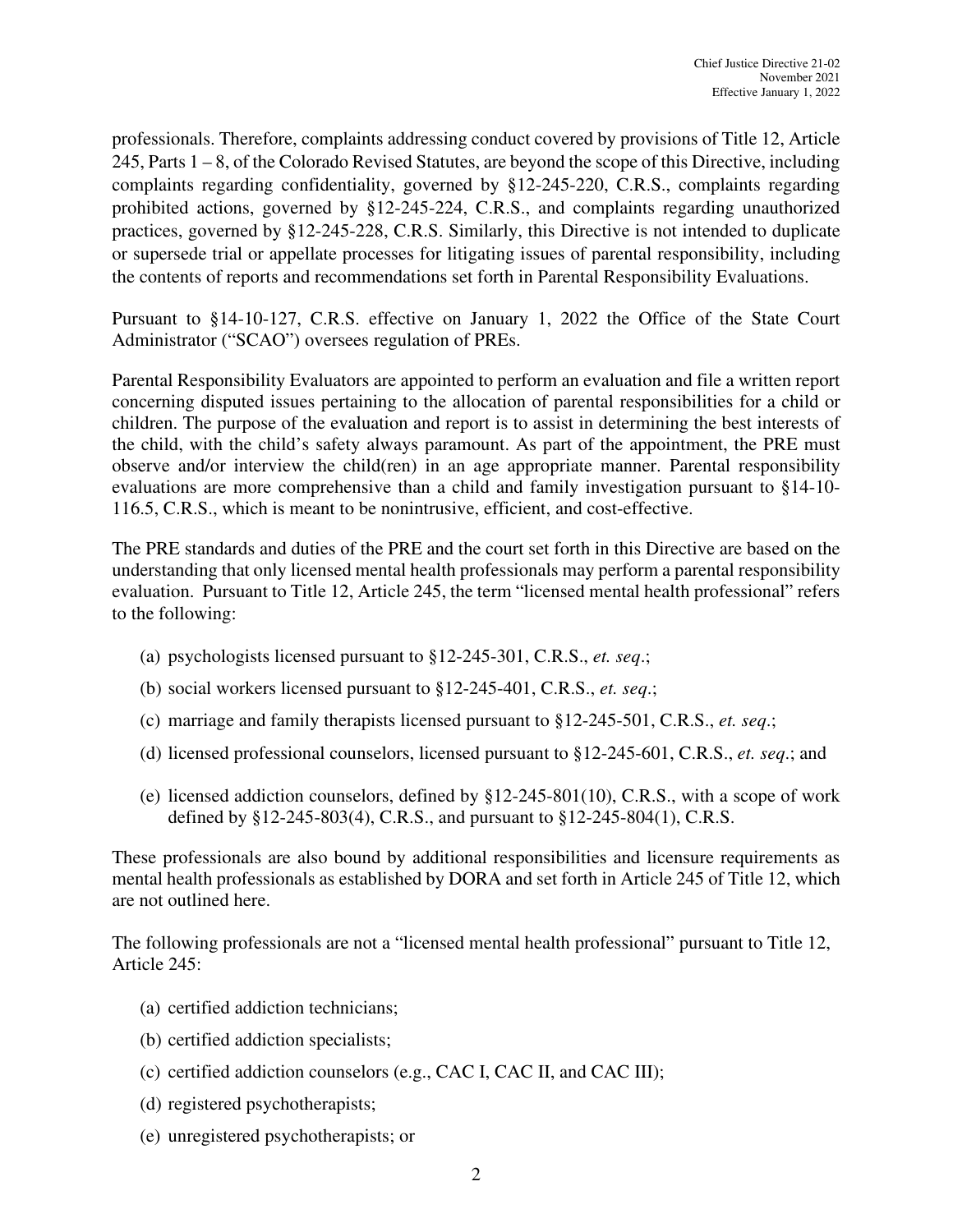professionals. Therefore, complaints addressing conduct covered by provisions of Title 12, Article 245, Parts 1 – 8, of the Colorado Revised Statutes, are beyond the scope of this Directive, including complaints regarding confidentiality, governed by §12-245-220, C.R.S., complaints regarding prohibited actions, governed by §12-245-224, C.R.S., and complaints regarding unauthorized practices, governed by §12-245-228, C.R.S. Similarly, this Directive is not intended to duplicate or supersede trial or appellate processes for litigating issues of parental responsibility, including the contents of reports and recommendations set forth in Parental Responsibility Evaluations.

Pursuant to §14-10-127, C.R.S. effective on January 1, 2022 the Office of the State Court Administrator ("SCAO") oversees regulation of PREs.

Parental Responsibility Evaluators are appointed to perform an evaluation and file a written report concerning disputed issues pertaining to the allocation of parental responsibilities for a child or children. The purpose of the evaluation and report is to assist in determining the best interests of the child, with the child's safety always paramount. As part of the appointment, the PRE must observe and/or interview the child(ren) in an age appropriate manner. Parental responsibility evaluations are more comprehensive than a child and family investigation pursuant to §14-10-116.5, C.R.S., which is meant to be nonintrusive, efficient, and cost-effective.

The PRE standards and duties of the PRE and the court set forth in this Directive are based on the understanding that only licensed mental health professionals may perform a parental responsibility evaluation. Pursuant to Title 12, Article 245, the term "licensed mental health professional" refers to the following:

(a) psychologists licensed pursuant to §12-245-301, C.R.S., *et. seq*.;

(b) social workers licensed pursuant to §12-245-401, C.R.S., *et. seq*.;

(c) marriage and family therapists licensed pursuant to §12-245-501, C.R.S., *et. seq*.;

(d) licensed professional counselors, licensed pursuant to §12-245-601, C.R.S., *et. seq*.; and

(e) licensed addiction counselors, defined by §12-245-801(10), C.R.S., with a scope of work defined by §12-245-803(4), C.R.S., and pursuant to §12-245-804(1), C.R.S.

These professionals are also bound by additional responsibilities and licensure requirements as mental health professionals as established by DORA and set forth in Article 245 of Title 12, which are not outlined here.

The following professionals are not a "licensed mental health professional" pursuant to Title 12, Article 245:

(a) certified addiction technicians;

(b) certified addiction specialists;

(c) certified addiction counselors (e.g., CAC I, CAC II, and CAC III);

(d) registered psychotherapists;

(e) unregistered psychotherapists; or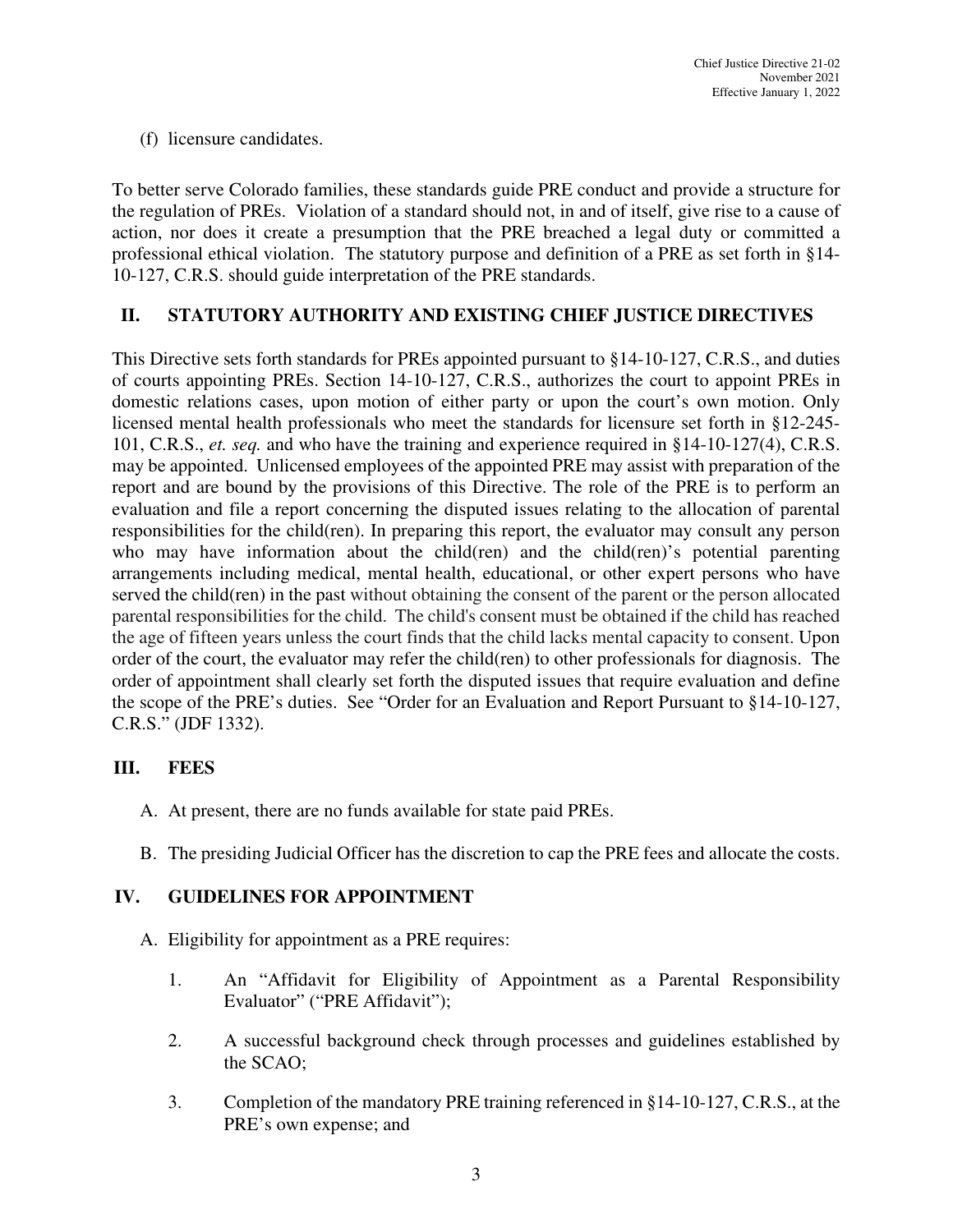(f) licensure candidates.

To better serve Colorado families, these standards guide PRE conduct and provide a structure for the regulation of PREs. Violation of a standard should not, in and of itself, give rise to a cause of action, nor does it create a presumption that the PRE breached a legal duty or committed a professional ethical violation. The statutory purpose and definition of a PRE as set forth in §14-10-127, C.R.S. should guide interpretation of the PRE standards.

## II. STATUTORY AUTHORITY AND EXISTING CHIEF JUSTICE DIRECTIVES

This Directive sets forth standards for PREs appointed pursuant to §14-10-127, C.R.S., and duties of courts appointing PREs. Section 14-10-127, C.R.S., authorizes the court to appoint PREs in domestic relations cases, upon motion of either party or upon the court's own motion. Only licensed mental health professionals who meet the standards for licensure set forth in §12-245-101, C.R.S., *et. seq.* and who have the training and experience required in §14-10-127(4), C.R.S. may be appointed. Unlicensed employees of the appointed PRE may assist with preparation of the report and are bound by the provisions of this Directive. The role of the PRE is to perform an evaluation and file a report concerning the disputed issues relating to the allocation of parental responsibilities for the child(ren). In preparing this report, the evaluator may consult any person who may have information about the child(ren) and the child(ren)'s potential parenting arrangements including medical, mental health, educational, or other expert persons who have served the child(ren) in the past without obtaining the consent of the parent or the person allocated parental responsibilities for the child. The child's consent must be obtained if the child has reached the age of fifteen years unless the court finds that the child lacks mental capacity to consent. Upon order of the court, the evaluator may refer the child(ren) to other professionals for diagnosis. The order of appointment shall clearly set forth the disputed issues that require evaluation and define the scope of the PRE's duties. See "Order for an Evaluation and Report Pursuant to §14-10-127, C.R.S." (JDF 1332).

## III. FEES

A. At present, there are no funds available for state paid PREs.

B. The presiding Judicial Officer has the discretion to cap the PRE fees and allocate the costs.

## IV. GUIDELINES FOR APPOINTMENT

A. Eligibility for appointment as a PRE requires:

1. An "Affidavit for Eligibility of Appointment as a Parental Responsibility Evaluator" ("PRE Affidavit");

2. A successful background check through processes and guidelines established by the SCAO;

3. Completion of the mandatory PRE training referenced in §14-10-127, C.R.S., at the PRE's own expense; and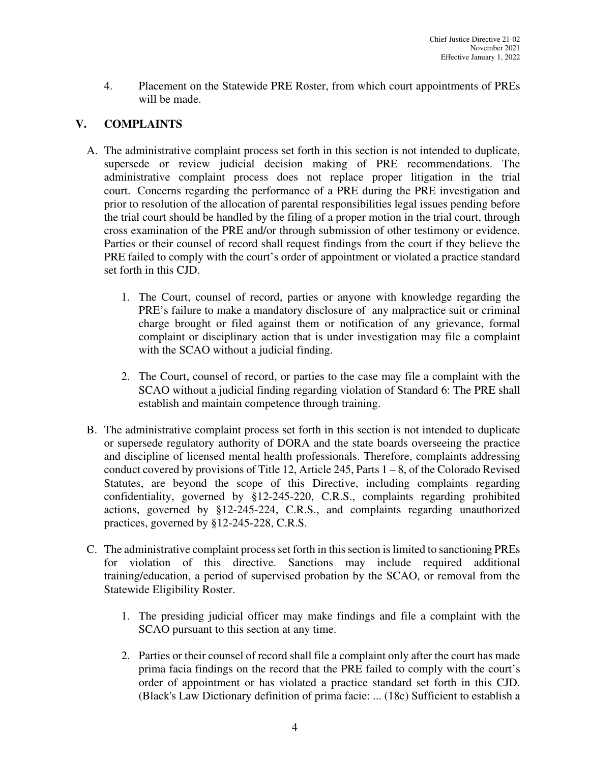4. Placement on the Statewide PRE Roster, from which court appointments of PREs will be made.

## V. COMPLAINTS

A. The administrative complaint process set forth in this section is not intended to duplicate, supersede or review judicial decision making of PRE recommendations. The administrative complaint process does not replace proper litigation in the trial court. Concerns regarding the performance of a PRE during the PRE investigation and prior to resolution of the allocation of parental responsibilities legal issues pending before the trial court should be handled by the filing of a proper motion in the trial court, through cross examination of the PRE and/or through submission of other testimony or evidence. Parties or their counsel of record shall request findings from the court if they believe the PRE failed to comply with the court's order of appointment or violated a practice standard set forth in this CJD.

1. The Court, counsel of record, parties or anyone with knowledge regarding the PRE's failure to make a mandatory disclosure of any malpractice suit or criminal charge brought or filed against them or notification of any grievance, formal complaint or disciplinary action that is under investigation may file a complaint with the SCAO without a judicial finding.

2. The Court, counsel of record, or parties to the case may file a complaint with the SCAO without a judicial finding regarding violation of Standard 6: The PRE shall establish and maintain competence through training.

B. The administrative complaint process set forth in this section is not intended to duplicate or supersede regulatory authority of DORA and the state boards overseeing the practice and discipline of licensed mental health professionals. Therefore, complaints addressing conduct covered by provisions of Title 12, Article 245, Parts 1 – 8, of the Colorado Revised Statutes, are beyond the scope of this Directive, including complaints regarding confidentiality, governed by §12-245-220, C.R.S., complaints regarding prohibited actions, governed by §12-245-224, C.R.S., and complaints regarding unauthorized practices, governed by §12-245-228, C.R.S.

C. The administrative complaint process set forth in this section is limited to sanctioning PREs for violation of this directive. Sanctions may include required additional training/education, a period of supervised probation by the SCAO, or removal from the Statewide Eligibility Roster.

1. The presiding judicial officer may make findings and file a complaint with the SCAO pursuant to this section at any time.

2. Parties or their counsel of record shall file a complaint only after the court has made prima facia findings on the record that the PRE failed to comply with the court's order of appointment or has violated a practice standard set forth in this CJD. (Black's Law Dictionary definition of prima facie: ... (18c) Sufficient to establish a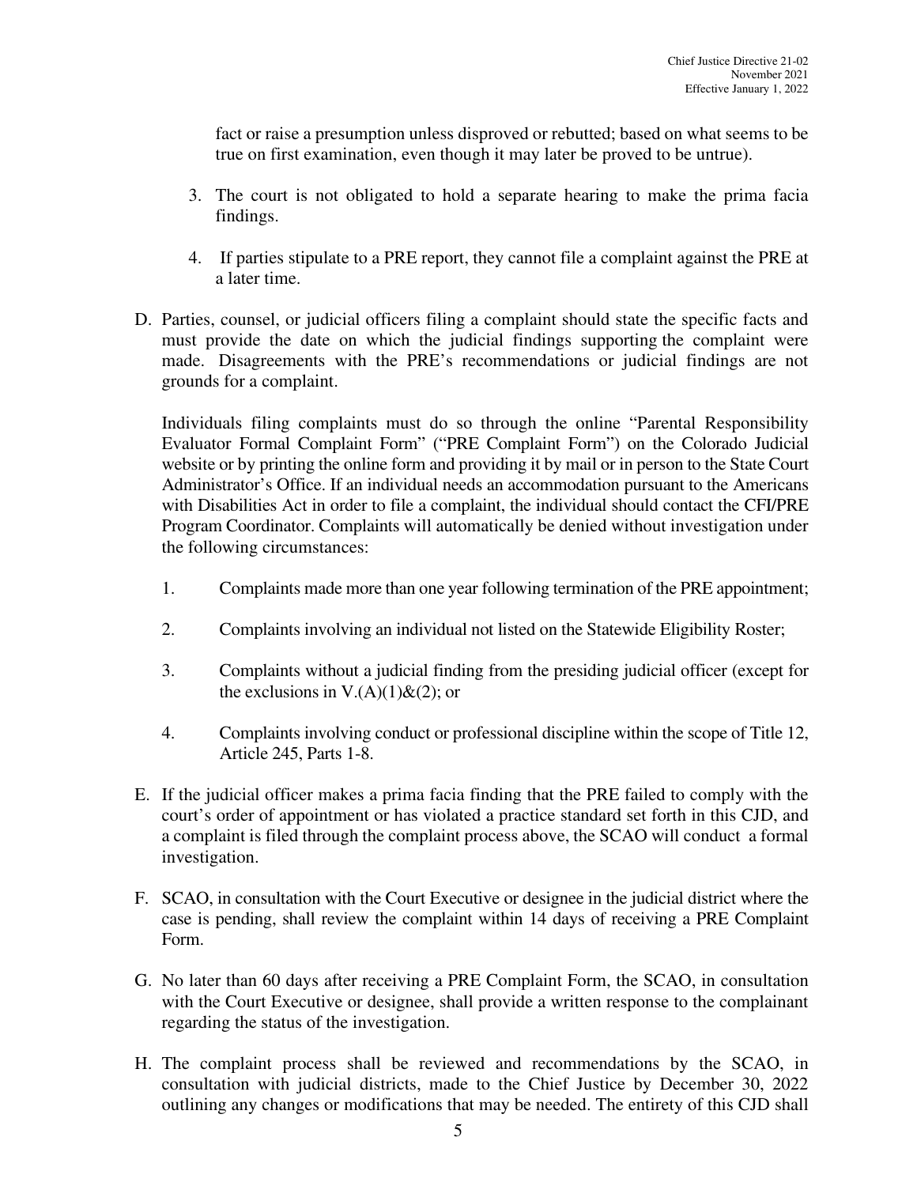fact or raise a presumption unless disproved or rebutted; based on what seems to be true on first examination, even though it may later be proved to be untrue).

3. The court is not obligated to hold a separate hearing to make the prima facia findings.

4. If parties stipulate to a PRE report, they cannot file a complaint against the PRE at a later time.

D. Parties, counsel, or judicial officers filing a complaint should state the specific facts and must provide the date on which the judicial findings supporting the complaint were made. Disagreements with the PRE's recommendations or judicial findings are not grounds for a complaint.

Individuals filing complaints must do so through the online "Parental Responsibility Evaluator Formal Complaint Form" ("PRE Complaint Form") on the Colorado Judicial website or by printing the online form and providing it by mail or in person to the State Court Administrator's Office. If an individual needs an accommodation pursuant to the Americans with Disabilities Act in order to file a complaint, the individual should contact the CFI/PRE Program Coordinator. Complaints will automatically be denied without investigation under the following circumstances:

1. Complaints made more than one year following termination of the PRE appointment;

2. Complaints involving an individual not listed on the Statewide Eligibility Roster;

3. Complaints without a judicial finding from the presiding judicial officer (except for the exclusions in V.(A)(1)&(2); or

4. Complaints involving conduct or professional discipline within the scope of Title 12, Article 245, Parts 1-8.

E. If the judicial officer makes a prima facia finding that the PRE failed to comply with the court's order of appointment or has violated a practice standard set forth in this CJD, and a complaint is filed through the complaint process above, the SCAO will conduct a formal investigation.

F. SCAO, in consultation with the Court Executive or designee in the judicial district where the case is pending, shall review the complaint within 14 days of receiving a PRE Complaint Form.

G. No later than 60 days after receiving a PRE Complaint Form, the SCAO, in consultation with the Court Executive or designee, shall provide a written response to the complainant regarding the status of the investigation.

H. The complaint process shall be reviewed and recommendations by the SCAO, in consultation with judicial districts, made to the Chief Justice by December 30, 2022 outlining any changes or modifications that may be needed. The entirety of this CJD shall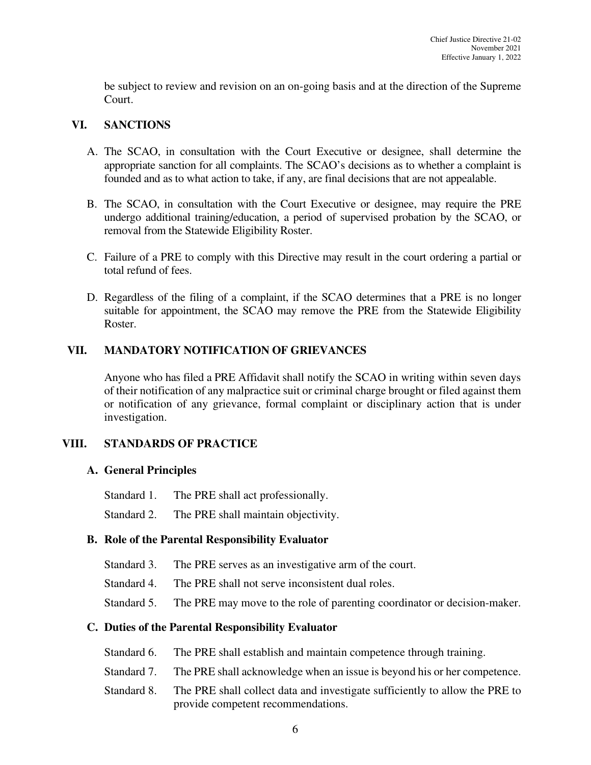be subject to review and revision on an on-going basis and at the direction of the Supreme Court.

## VI. SANCTIONS

A. The SCAO, in consultation with the Court Executive or designee, shall determine the appropriate sanction for all complaints. The SCAO's decisions as to whether a complaint is founded and as to what action to take, if any, are final decisions that are not appealable.

B. The SCAO, in consultation with the Court Executive or designee, may require the PRE undergo additional training/education, a period of supervised probation by the SCAO, or removal from the Statewide Eligibility Roster.

C. Failure of a PRE to comply with this Directive may result in the court ordering a partial or total refund of fees.

D. Regardless of the filing of a complaint, if the SCAO determines that a PRE is no longer suitable for appointment, the SCAO may remove the PRE from the Statewide Eligibility Roster.

## VII. MANDATORY NOTIFICATION OF GRIEVANCES

Anyone who has filed a PRE Affidavit shall notify the SCAO in writing within seven days of their notification of any malpractice suit or criminal charge brought or filed against them or notification of any grievance, formal complaint or disciplinary action that is under investigation.

## VIII. STANDARDS OF PRACTICE

### A. General Principles

Standard 1. The PRE shall act professionally.

Standard 2. The PRE shall maintain objectivity.

### B. Role of the Parental Responsibility Evaluator

Standard 3. The PRE serves as an investigative arm of the court.

Standard 4. The PRE shall not serve inconsistent dual roles.

Standard 5. The PRE may move to the role of parenting coordinator or decision-maker.

### C. Duties of the Parental Responsibility Evaluator

Standard 6. The PRE shall establish and maintain competence through training.

Standard 7. The PRE shall acknowledge when an issue is beyond his or her competence.

Standard 8. The PRE shall collect data and investigate sufficiently to allow the PRE to provide competent recommendations.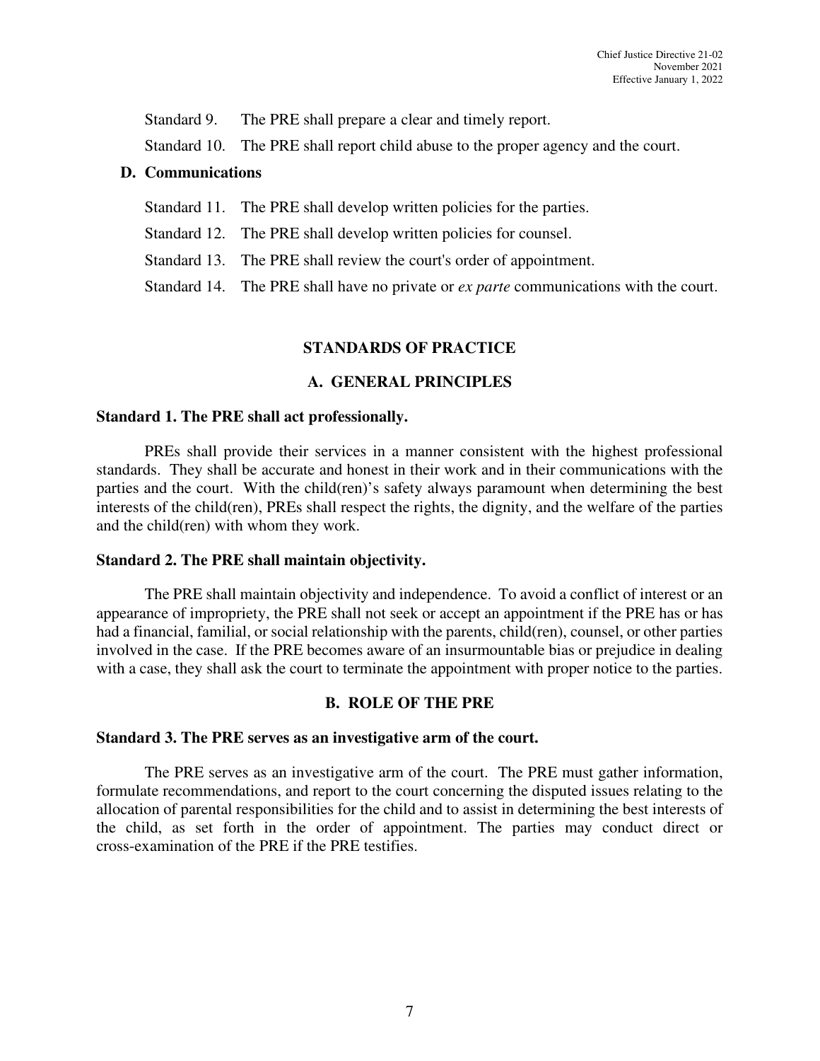Standard 9. The PRE shall prepare a clear and timely report.

Standard 10. The PRE shall report child abuse to the proper agency and the court.

**D. Communications**

Standard 11. The PRE shall develop written policies for the parties.

Standard 12. The PRE shall develop written policies for counsel.

Standard 13. The PRE shall review the court's order of appointment.

Standard 14. The PRE shall have no private or *ex parte* communications with the court.

## STANDARDS OF PRACTICE

### A. GENERAL PRINCIPLES

**Standard 1. The PRE shall act professionally.**

PREs shall provide their services in a manner consistent with the highest professional standards. They shall be accurate and honest in their work and in their communications with the parties and the court. With the child(ren)'s safety always paramount when determining the best interests of the child(ren), PREs shall respect the rights, the dignity, and the welfare of the parties and the child(ren) with whom they work.

**Standard 2. The PRE shall maintain objectivity.**

The PRE shall maintain objectivity and independence. To avoid a conflict of interest or an appearance of impropriety, the PRE shall not seek or accept an appointment if the PRE has or has had a financial, familial, or social relationship with the parents, child(ren), counsel, or other parties involved in the case. If the PRE becomes aware of an insurmountable bias or prejudice in dealing with a case, they shall ask the court to terminate the appointment with proper notice to the parties.

### B. ROLE OF THE PRE

**Standard 3. The PRE serves as an investigative arm of the court.**

The PRE serves as an investigative arm of the court. The PRE must gather information, formulate recommendations, and report to the court concerning the disputed issues relating to the allocation of parental responsibilities for the child and to assist in determining the best interests of the child, as set forth in the order of appointment. The parties may conduct direct or cross-examination of the PRE if the PRE testifies.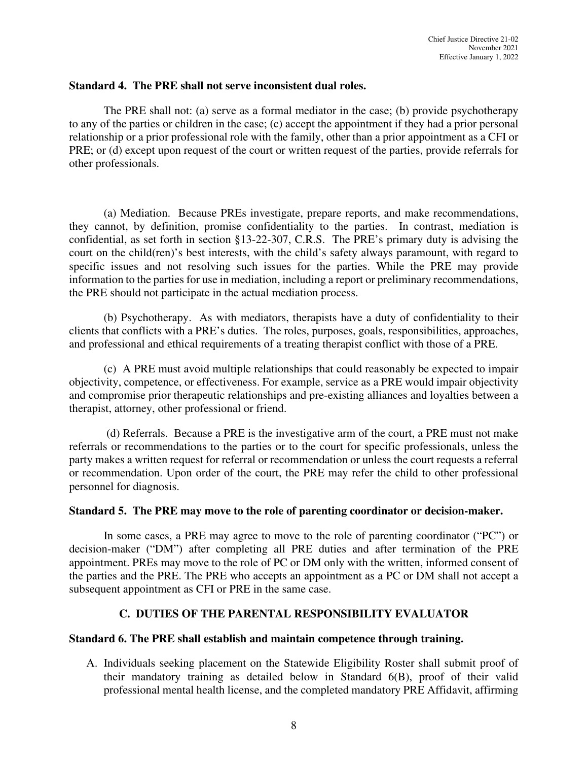**Standard 4. The PRE shall not serve inconsistent dual roles.**

The PRE shall not: (a) serve as a formal mediator in the case; (b) provide psychotherapy to any of the parties or children in the case; (c) accept the appointment if they had a prior personal relationship or a prior professional role with the family, other than a prior appointment as a CFI or PRE; or (d) except upon request of the court or written request of the parties, provide referrals for other professionals.

(a) Mediation. Because PREs investigate, prepare reports, and make recommendations, they cannot, by definition, promise confidentiality to the parties. In contrast, mediation is confidential, as set forth in section §13-22-307, C.R.S. The PRE's primary duty is advising the court on the child(ren)'s best interests, with the child's safety always paramount, with regard to specific issues and not resolving such issues for the parties. While the PRE may provide information to the parties for use in mediation, including a report or preliminary recommendations, the PRE should not participate in the actual mediation process.

(b) Psychotherapy. As with mediators, therapists have a duty of confidentiality to their clients that conflicts with a PRE's duties. The roles, purposes, goals, responsibilities, approaches, and professional and ethical requirements of a treating therapist conflict with those of a PRE.

(c) A PRE must avoid multiple relationships that could reasonably be expected to impair objectivity, competence, or effectiveness. For example, service as a PRE would impair objectivity and compromise prior therapeutic relationships and pre-existing alliances and loyalties between a therapist, attorney, other professional or friend.

(d) Referrals. Because a PRE is the investigative arm of the court, a PRE must not make referrals or recommendations to the parties or to the court for specific professionals, unless the party makes a written request for referral or recommendation or unless the court requests a referral or recommendation. Upon order of the court, the PRE may refer the child to other professional personnel for diagnosis.

**Standard 5. The PRE may move to the role of parenting coordinator or decision-maker.**

In some cases, a PRE may agree to move to the role of parenting coordinator ("PC") or decision-maker ("DM") after completing all PRE duties and after termination of the PRE appointment. PREs may move to the role of PC or DM only with the written, informed consent of the parties and the PRE. The PRE who accepts an appointment as a PC or DM shall not accept a subsequent appointment as CFI or PRE in the same case.

## C. DUTIES OF THE PARENTAL RESPONSIBILITY EVALUATOR

**Standard 6. The PRE shall establish and maintain competence through training.**

A. Individuals seeking placement on the Statewide Eligibility Roster shall submit proof of their mandatory training as detailed below in Standard 6(B), proof of their valid professional mental health license, and the completed mandatory PRE Affidavit, affirming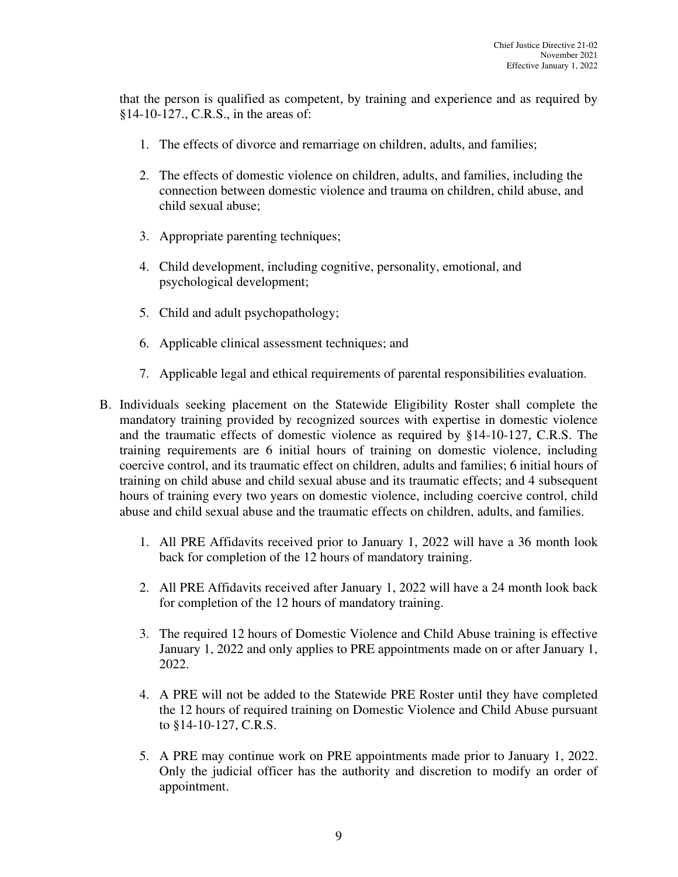that the person is qualified as competent, by training and experience and as required by §14-10-127., C.R.S., in the areas of:

1. The effects of divorce and remarriage on children, adults, and families;
2. The effects of domestic violence on children, adults, and families, including the connection between domestic violence and trauma on children, child abuse, and child sexual abuse;
3. Appropriate parenting techniques;
4. Child development, including cognitive, personality, emotional, and psychological development;
5. Child and adult psychopathology;
6. Applicable clinical assessment techniques; and
7. Applicable legal and ethical requirements of parental responsibilities evaluation.

B. Individuals seeking placement on the Statewide Eligibility Roster shall complete the mandatory training provided by recognized sources with expertise in domestic violence and the traumatic effects of domestic violence as required by §14-10-127, C.R.S. The training requirements are 6 initial hours of training on domestic violence, including coercive control, and its traumatic effect on children, adults and families; 6 initial hours of training on child abuse and child sexual abuse and its traumatic effects; and 4 subsequent hours of training every two years on domestic violence, including coercive control, child abuse and child sexual abuse and the traumatic effects on children, adults, and families.

   1. All PRE Affidavits received prior to January 1, 2022 will have a 36 month look back for completion of the 12 hours of mandatory training.
   2. All PRE Affidavits received after January 1, 2022 will have a 24 month look back for completion of the 12 hours of mandatory training.
   3. The required 12 hours of Domestic Violence and Child Abuse training is effective January 1, 2022 and only applies to PRE appointments made on or after January 1, 2022.
   4. A PRE will not be added to the Statewide PRE Roster until they have completed the 12 hours of required training on Domestic Violence and Child Abuse pursuant to §14-10-127, C.R.S.
   5. A PRE may continue work on PRE appointments made prior to January 1, 2022. Only the judicial officer has the authority and discretion to modify an order of appointment.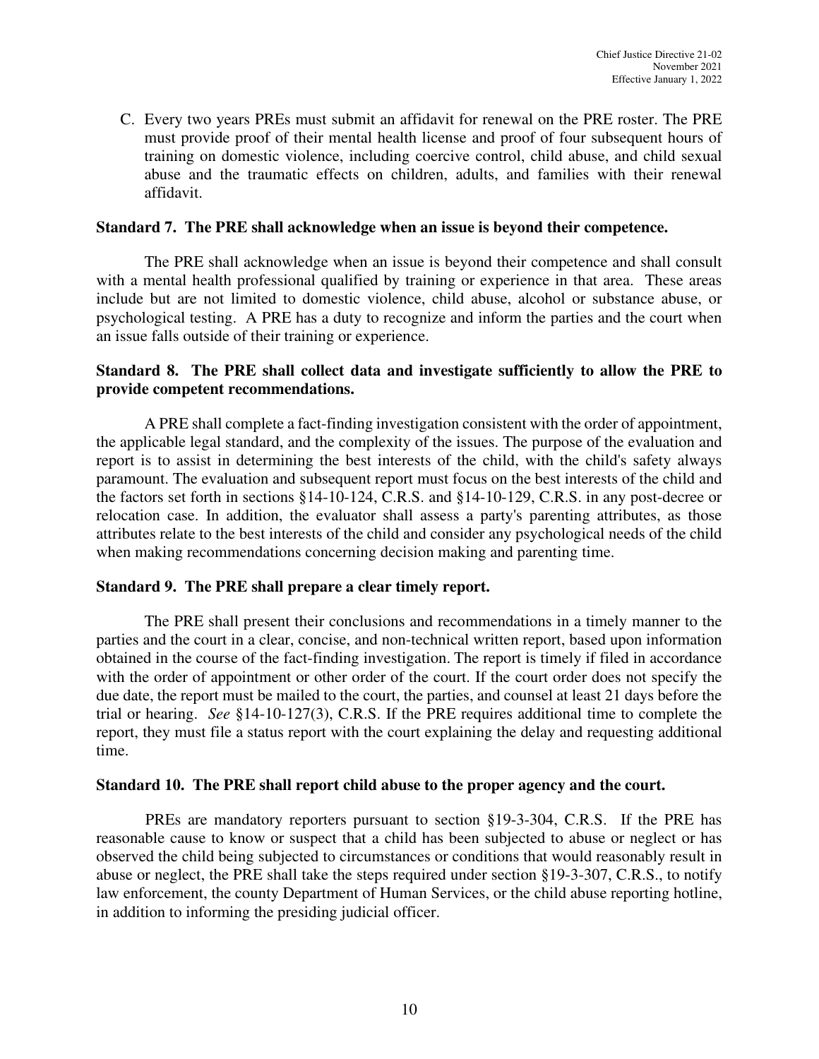C. Every two years PREs must submit an affidavit for renewal on the PRE roster. The PRE must provide proof of their mental health license and proof of four subsequent hours of training on domestic violence, including coercive control, child abuse, and child sexual abuse and the traumatic effects on children, adults, and families with their renewal affidavit.

**Standard 7. The PRE shall acknowledge when an issue is beyond their competence.**

The PRE shall acknowledge when an issue is beyond their competence and shall consult with a mental health professional qualified by training or experience in that area. These areas include but are not limited to domestic violence, child abuse, alcohol or substance abuse, or psychological testing. A PRE has a duty to recognize and inform the parties and the court when an issue falls outside of their training or experience.

**Standard 8. The PRE shall collect data and investigate sufficiently to allow the PRE to provide competent recommendations.**

A PRE shall complete a fact-finding investigation consistent with the order of appointment, the applicable legal standard, and the complexity of the issues. The purpose of the evaluation and report is to assist in determining the best interests of the child, with the child's safety always paramount. The evaluation and subsequent report must focus on the best interests of the child and the factors set forth in sections §14-10-124, C.R.S. and §14-10-129, C.R.S. in any post-decree or relocation case. In addition, the evaluator shall assess a party's parenting attributes, as those attributes relate to the best interests of the child and consider any psychological needs of the child when making recommendations concerning decision making and parenting time.

**Standard 9. The PRE shall prepare a clear timely report.**

The PRE shall present their conclusions and recommendations in a timely manner to the parties and the court in a clear, concise, and non-technical written report, based upon information obtained in the course of the fact-finding investigation. The report is timely if filed in accordance with the order of appointment or other order of the court. If the court order does not specify the due date, the report must be mailed to the court, the parties, and counsel at least 21 days before the trial or hearing. *See* §14-10-127(3), C.R.S. If the PRE requires additional time to complete the report, they must file a status report with the court explaining the delay and requesting additional time.

**Standard 10. The PRE shall report child abuse to the proper agency and the court.**

PREs are mandatory reporters pursuant to section §19-3-304, C.R.S. If the PRE has reasonable cause to know or suspect that a child has been subjected to abuse or neglect or has observed the child being subjected to circumstances or conditions that would reasonably result in abuse or neglect, the PRE shall take the steps required under section §19-3-307, C.R.S., to notify law enforcement, the county Department of Human Services, or the child abuse reporting hotline, in addition to informing the presiding judicial officer.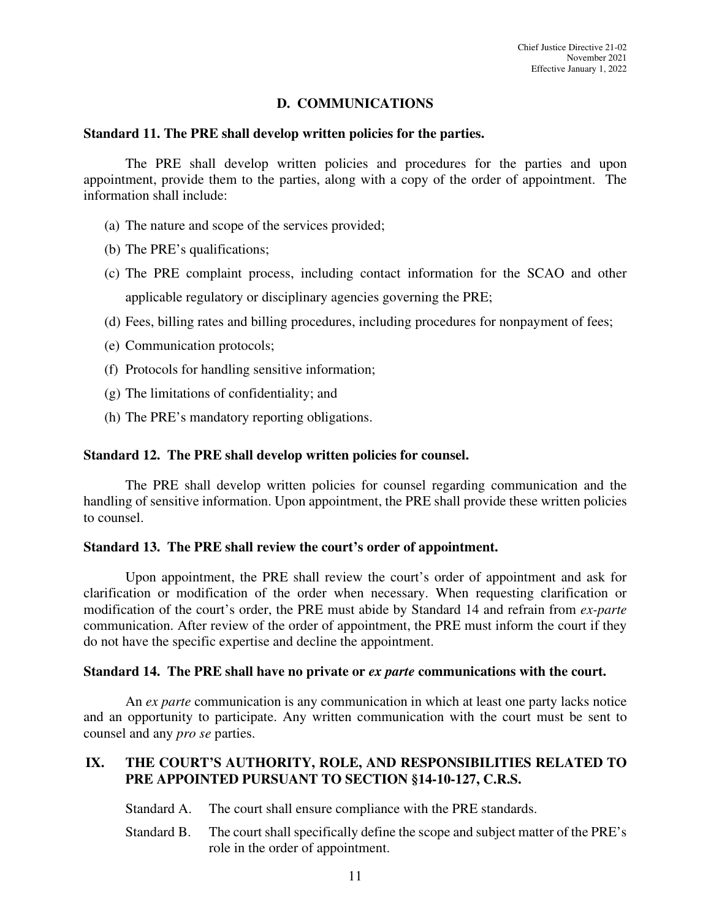## D. COMMUNICATIONS

**Standard 11. The PRE shall develop written policies for the parties.**

The PRE shall develop written policies and procedures for the parties and upon appointment, provide them to the parties, along with a copy of the order of appointment. The information shall include:

(a) The nature and scope of the services provided;

(b) The PRE's qualifications;

(c) The PRE complaint process, including contact information for the SCAO and other applicable regulatory or disciplinary agencies governing the PRE;

(d) Fees, billing rates and billing procedures, including procedures for nonpayment of fees;

(e) Communication protocols;

(f) Protocols for handling sensitive information;

(g) The limitations of confidentiality; and

(h) The PRE's mandatory reporting obligations.

**Standard 12. The PRE shall develop written policies for counsel.**

The PRE shall develop written policies for counsel regarding communication and the handling of sensitive information. Upon appointment, the PRE shall provide these written policies to counsel.

**Standard 13. The PRE shall review the court's order of appointment.**

Upon appointment, the PRE shall review the court's order of appointment and ask for clarification or modification of the order when necessary. When requesting clarification or modification of the court's order, the PRE must abide by Standard 14 and refrain from *ex-parte* communication. After review of the order of appointment, the PRE must inform the court if they do not have the specific expertise and decline the appointment.

**Standard 14. The PRE shall have no private or *ex parte* communications with the court.**

An *ex parte* communication is any communication in which at least one party lacks notice and an opportunity to participate. Any written communication with the court must be sent to counsel and any *pro se* parties.

## IX. THE COURT'S AUTHORITY, ROLE, AND RESPONSIBILITIES RELATED TO PRE APPOINTED PURSUANT TO SECTION §14-10-127, C.R.S.

Standard A. The court shall ensure compliance with the PRE standards.

Standard B. The court shall specifically define the scope and subject matter of the PRE's role in the order of appointment.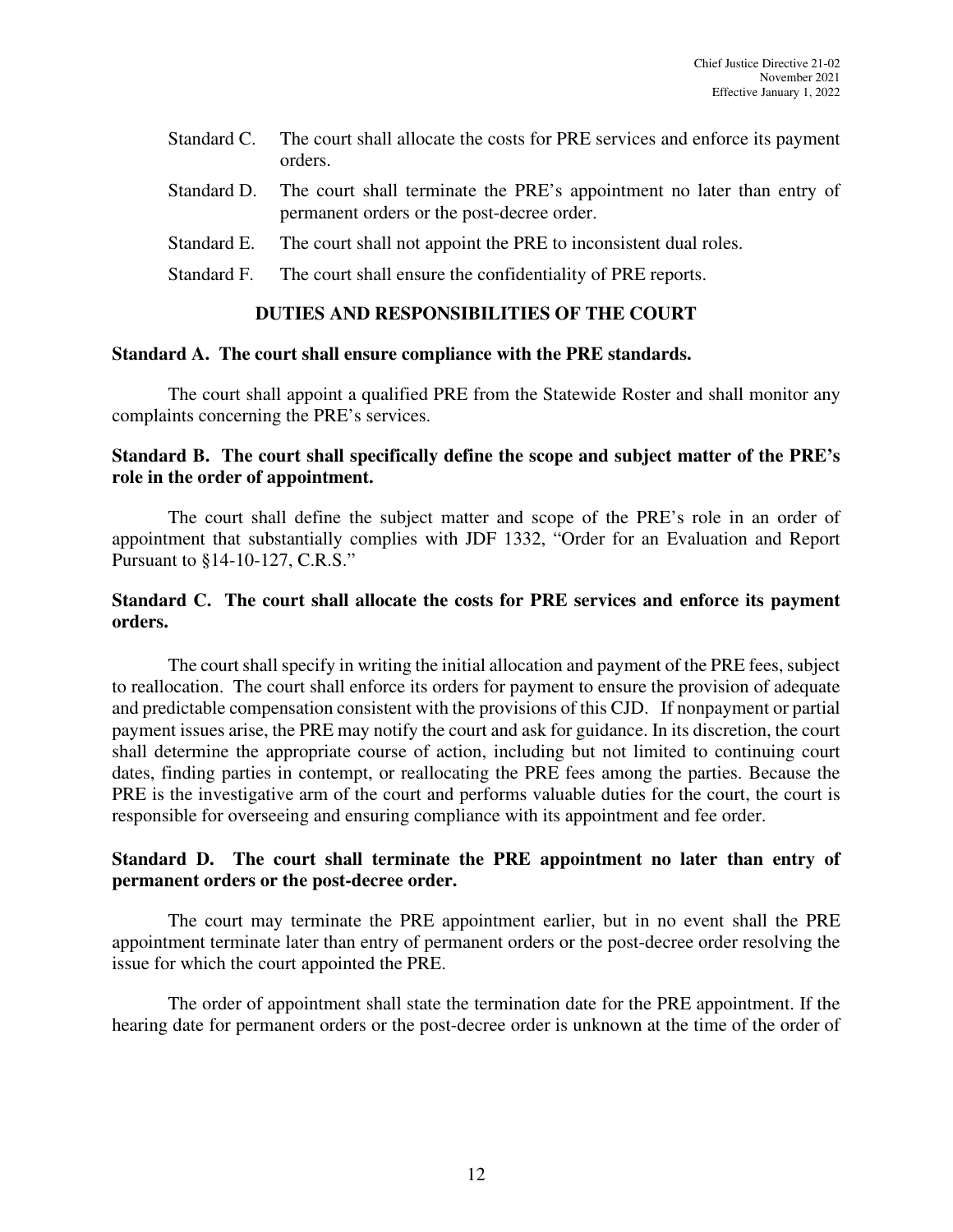Standard C. The court shall allocate the costs for PRE services and enforce its payment orders.

Standard D. The court shall terminate the PRE's appointment no later than entry of permanent orders or the post-decree order.

Standard E. The court shall not appoint the PRE to inconsistent dual roles.

Standard F. The court shall ensure the confidentiality of PRE reports.

## DUTIES AND RESPONSIBILITIES OF THE COURT

### Standard A. The court shall ensure compliance with the PRE standards.

The court shall appoint a qualified PRE from the Statewide Roster and shall monitor any complaints concerning the PRE's services.

### Standard B. The court shall specifically define the scope and subject matter of the PRE's role in the order of appointment.

The court shall define the subject matter and scope of the PRE's role in an order of appointment that substantially complies with JDF 1332, "Order for an Evaluation and Report Pursuant to §14-10-127, C.R.S."

### Standard C. The court shall allocate the costs for PRE services and enforce its payment orders.

The court shall specify in writing the initial allocation and payment of the PRE fees, subject to reallocation. The court shall enforce its orders for payment to ensure the provision of adequate and predictable compensation consistent with the provisions of this CJD. If nonpayment or partial payment issues arise, the PRE may notify the court and ask for guidance. In its discretion, the court shall determine the appropriate course of action, including but not limited to continuing court dates, finding parties in contempt, or reallocating the PRE fees among the parties. Because the PRE is the investigative arm of the court and performs valuable duties for the court, the court is responsible for overseeing and ensuring compliance with its appointment and fee order.

### Standard D. The court shall terminate the PRE appointment no later than entry of permanent orders or the post-decree order.

The court may terminate the PRE appointment earlier, but in no event shall the PRE appointment terminate later than entry of permanent orders or the post-decree order resolving the issue for which the court appointed the PRE.

The order of appointment shall state the termination date for the PRE appointment. If the hearing date for permanent orders or the post-decree order is unknown at the time of the order of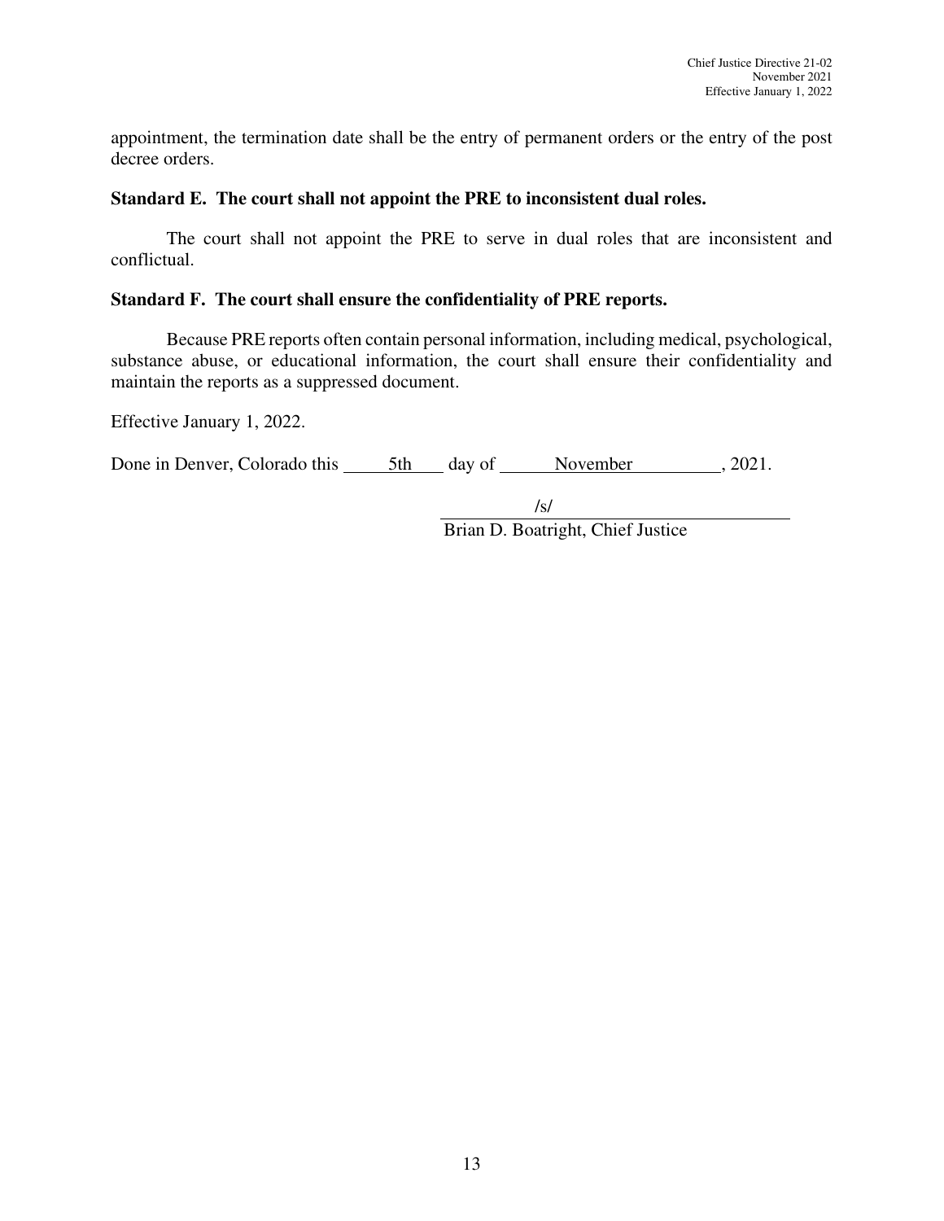appointment, the termination date shall be the entry of permanent orders or the entry of the post decree orders.

**Standard E. The court shall not appoint the PRE to inconsistent dual roles.**

The court shall not appoint the PRE to serve in dual roles that are inconsistent and conflictual.

**Standard F. The court shall ensure the confidentiality of PRE reports.**

Because PRE reports often contain personal information, including medical, psychological, substance abuse, or educational information, the court shall ensure their confidentiality and maintain the reports as a suppressed document.

Effective January 1, 2022.

Done in Denver, Colorado this 5th day of November, 2021.

/s/

Brian D. Boatright, Chief Justice